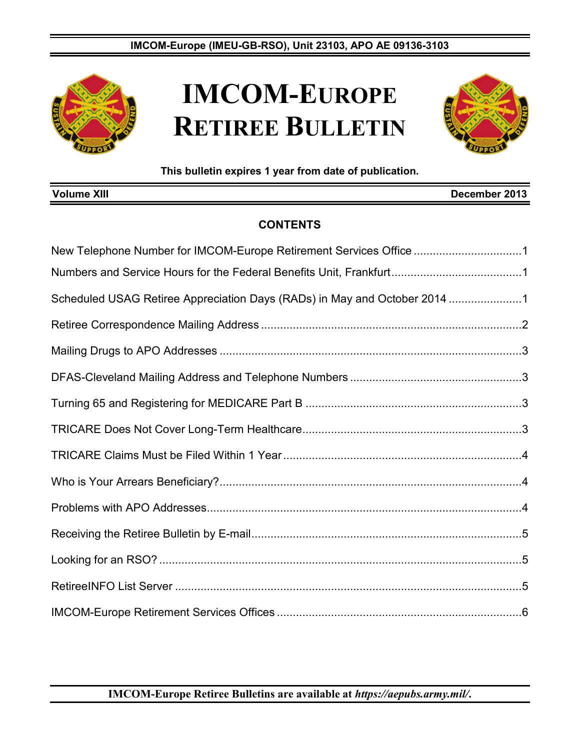IMCOM-Europe (IMEU-GB-RSO), Unit 23103, APO AE 09136-3103

# IMCOM-EUROPE RETIREE BULLETIN

**This bulletin expires 1 year from date of publication.**

**Volume XIII** **December 2013**

## CONTENTS

New Telephone Number for IMCOM-Europe Retirement Services Office ....................1

Numbers and Service Hours for the Federal Benefits Unit, Frankfurt ....................1

Scheduled USAG Retiree Appreciation Days (RADs) in May and October 2014 ....................1

Retiree Correspondence Mailing Address ....................2

Mailing Drugs to APO Addresses ....................3

DFAS-Cleveland Mailing Address and Telephone Numbers ....................3

Turning 65 and Registering for MEDICARE Part B ....................3

TRICARE Does Not Cover Long-Term Healthcare ....................3

TRICARE Claims Must be Filed Within 1 Year ....................4

Who is Your Arrears Beneficiary? ....................4

Problems with APO Addresses ....................4

Receiving the Retiree Bulletin by E-mail ....................5

Looking for an RSO? ....................5

RetireeINFO List Server ....................5

IMCOM-Europe Retirement Services Offices ....................6

**IMCOM-Europe Retiree Bulletins are available at *https://aepubs.army.mil/*.**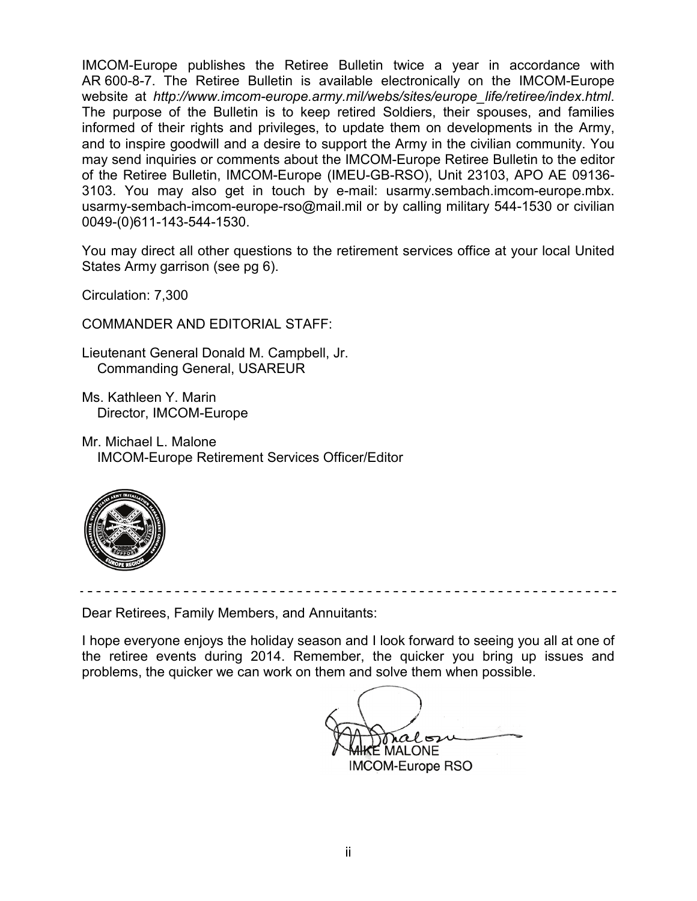IMCOM-Europe publishes the Retiree Bulletin twice a year in accordance with AR 600-8-7. The Retiree Bulletin is available electronically on the IMCOM-Europe website at *http://www.imcom-europe.army.mil/webs/sites/europe_life/retiree/index.html*. The purpose of the Bulletin is to keep retired Soldiers, their spouses, and families informed of their rights and privileges, to update them on developments in the Army, and to inspire goodwill and a desire to support the Army in the civilian community. You may send inquiries or comments about the IMCOM-Europe Retiree Bulletin to the editor of the Retiree Bulletin, IMCOM-Europe (IMEU-GB-RSO), Unit 23103, APO AE 09136-3103. You may also get in touch by e-mail: usarmy.sembach.imcom-europe.mbx.usarmy-sembach-imcom-europe-rso@mail.mil or by calling military 544-1530 or civilian 0049-(0)611-143-544-1530.

You may direct all other questions to the retirement services office at your local United States Army garrison (see pg 6).

Circulation: 7,300

COMMANDER AND EDITORIAL STAFF:

Lieutenant General Donald M. Campbell, Jr.
Commanding General, USAREUR

Ms. Kathleen Y. Marin
Director, IMCOM-Europe

Mr. Michael L. Malone
IMCOM-Europe Retirement Services Officer/Editor

---

Dear Retirees, Family Members, and Annuitants:

I hope everyone enjoys the holiday season and I look forward to seeing you all at one of the retiree events during 2014. Remember, the quicker you bring up issues and problems, the quicker we can work on them and solve them when possible.

MIKE MALONE
IMCOM-Europe RSO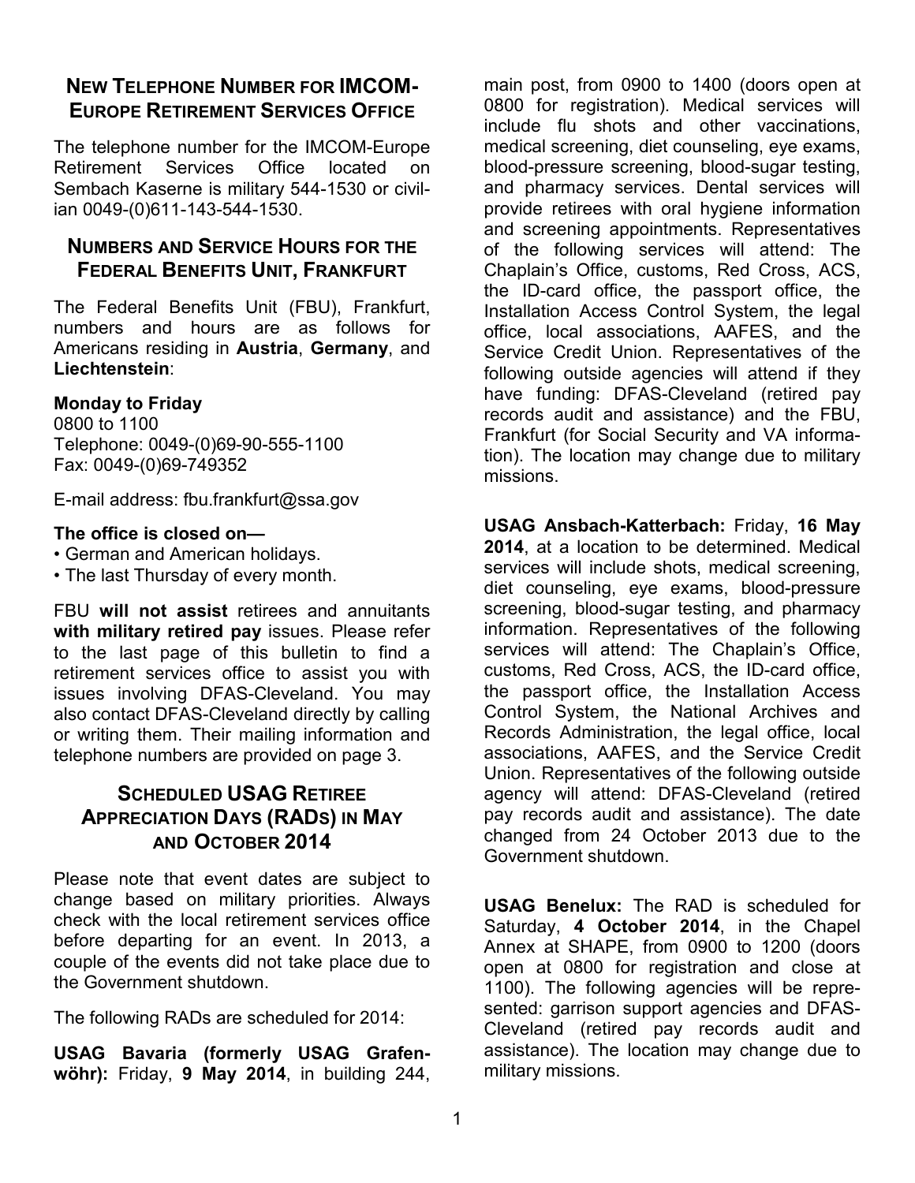## New Telephone Number for IMCOM-Europe Retirement Services Office

The telephone number for the IMCOM-Europe Retirement Services Office located on Sembach Kaserne is military 544-1530 or civilian 0049-(0)611-143-544-1530.

## Numbers and Service Hours for the Federal Benefits Unit, Frankfurt

The Federal Benefits Unit (FBU), Frankfurt, numbers and hours are as follows for Americans residing in **Austria**, **Germany**, and **Liechtenstein**:

**Monday to Friday**
0800 to 1100
Telephone: 0049-(0)69-90-555-1100
Fax: 0049-(0)69-749352

E-mail address: fbu.frankfurt@ssa.gov

**The office is closed on—**

- German and American holidays.
- The last Thursday of every month.

FBU **will not assist** retirees and annuitants **with military retired pay** issues. Please refer to the last page of this bulletin to find a retirement services office to assist you with issues involving DFAS-Cleveland. You may also contact DFAS-Cleveland directly by calling or writing them. Their mailing information and telephone numbers are provided on page 3.

## Scheduled USAG Retiree Appreciation Days (RADs) in May and October 2014

Please note that event dates are subject to change based on military priorities. Always check with the local retirement services office before departing for an event. In 2013, a couple of the events did not take place due to the Government shutdown.

The following RADs are scheduled for 2014:

**USAG Bavaria (formerly USAG Grafenwöhr):** Friday, **9 May 2014**, in building 244, main post, from 0900 to 1400 (doors open at 0800 for registration). Medical services will include flu shots and other vaccinations, medical screening, diet counseling, eye exams, blood-pressure screening, blood-sugar testing, and pharmacy services. Dental services will provide retirees with oral hygiene information and screening appointments. Representatives of the following services will attend: The Chaplain's Office, customs, Red Cross, ACS, the ID-card office, the passport office, the Installation Access Control System, the legal office, local associations, AAFES, and the Service Credit Union. Representatives of the following outside agencies will attend if they have funding: DFAS-Cleveland (retired pay records audit and assistance) and the FBU, Frankfurt (for Social Security and VA information). The location may change due to military missions.

**USAG Ansbach-Katterbach:** Friday, **16 May 2014**, at a location to be determined. Medical services will include shots, medical screening, diet counseling, eye exams, blood-pressure screening, blood-sugar testing, and pharmacy information. Representatives of the following services will attend: The Chaplain's Office, customs, Red Cross, ACS, the ID-card office, the passport office, the Installation Access Control System, the National Archives and Records Administration, the legal office, local associations, AAFES, and the Service Credit Union. Representatives of the following outside agency will attend: DFAS-Cleveland (retired pay records audit and assistance). The date changed from 24 October 2013 due to the Government shutdown.

**USAG Benelux:** The RAD is scheduled for Saturday, **4 October 2014**, in the Chapel Annex at SHAPE, from 0900 to 1200 (doors open at 0800 for registration and close at 1100). The following agencies will be represented: garrison support agencies and DFAS-Cleveland (retired pay records audit and assistance). The location may change due to military missions.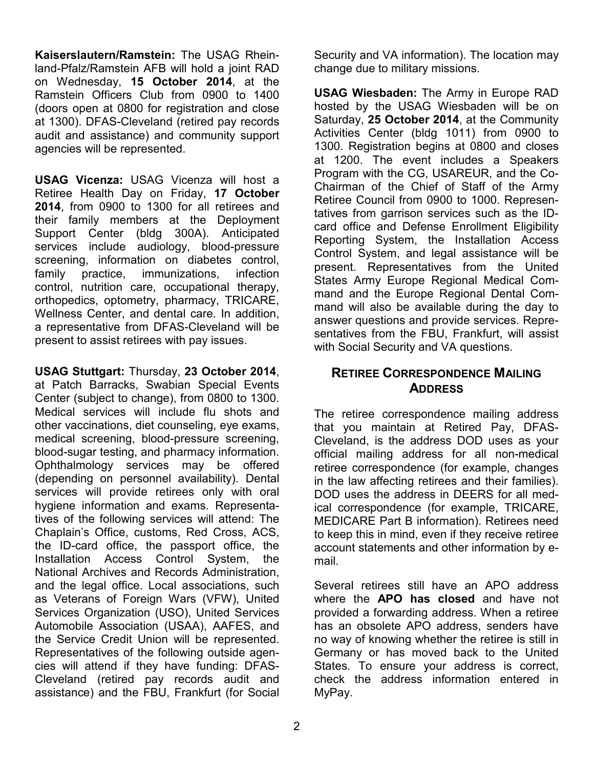**Kaiserslautern/Ramstein:** The USAG Rheinland-Pfalz/Ramstein AFB will hold a joint RAD on Wednesday, **15 October 2014**, at the Ramstein Officers Club from 0900 to 1400 (doors open at 0800 for registration and close at 1300). DFAS-Cleveland (retired pay records audit and assistance) and community support agencies will be represented.

**USAG Vicenza:** USAG Vicenza will host a Retiree Health Day on Friday, **17 October 2014**, from 0900 to 1300 for all retirees and their family members at the Deployment Support Center (bldg 300A). Anticipated services include audiology, blood-pressure screening, information on diabetes control, family practice, immunizations, infection control, nutrition care, occupational therapy, orthopedics, optometry, pharmacy, TRICARE, Wellness Center, and dental care. In addition, a representative from DFAS-Cleveland will be present to assist retirees with pay issues.

**USAG Stuttgart:** Thursday, **23 October 2014**, at Patch Barracks, Swabian Special Events Center (subject to change), from 0800 to 1300. Medical services will include flu shots and other vaccinations, diet counseling, eye exams, medical screening, blood-pressure screening, blood-sugar testing, and pharmacy information. Ophthalmology services may be offered (depending on personnel availability). Dental services will provide retirees only with oral hygiene information and exams. Representatives of the following services will attend: The Chaplain's Office, customs, Red Cross, ACS, the ID-card office, the passport office, the Installation Access Control System, the National Archives and Records Administration, and the legal office. Local associations, such as Veterans of Foreign Wars (VFW), United Services Organization (USO), United Services Automobile Association (USAA), AAFES, and the Service Credit Union will be represented. Representatives of the following outside agencies will attend if they have funding: DFAS-Cleveland (retired pay records audit and assistance) and the FBU, Frankfurt (for Social Security and VA information). The location may change due to military missions.

**USAG Wiesbaden:** The Army in Europe RAD hosted by the USAG Wiesbaden will be on Saturday, **25 October 2014**, at the Community Activities Center (bldg 1011) from 0900 to 1300. Registration begins at 0800 and closes at 1200. The event includes a Speakers Program with the CG, USAREUR, and the Co-Chairman of the Chief of Staff of the Army Retiree Council from 0900 to 1000. Representatives from garrison services such as the ID-card office and Defense Enrollment Eligibility Reporting System, the Installation Access Control System, and legal assistance will be present. Representatives from the United States Army Europe Regional Medical Command and the Europe Regional Dental Command will also be available during the day to answer questions and provide services. Representatives from the FBU, Frankfurt, will assist with Social Security and VA questions.

## RETIREE CORRESPONDENCE MAILING ADDRESS

The retiree correspondence mailing address that you maintain at Retired Pay, DFAS-Cleveland, is the address DOD uses as your official mailing address for all non-medical retiree correspondence (for example, changes in the law affecting retirees and their families). DOD uses the address in DEERS for all medical correspondence (for example, TRICARE, MEDICARE Part B information). Retirees need to keep this in mind, even if they receive retiree account statements and other information by e-mail.

Several retirees still have an APO address where the **APO has closed** and have not provided a forwarding address. When a retiree has an obsolete APO address, senders have no way of knowing whether the retiree is still in Germany or has moved back to the United States. To ensure your address is correct, check the address information entered in MyPay.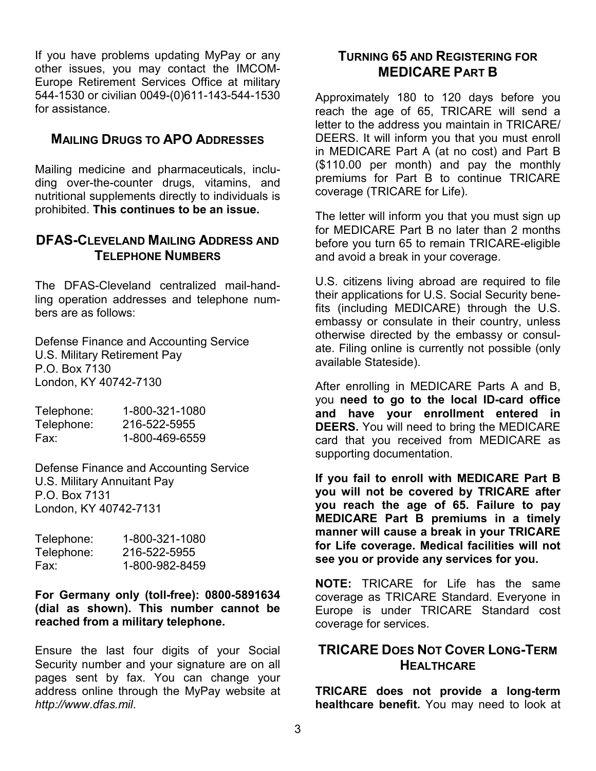If you have problems updating MyPay or any other issues, you may contact the IMCOM-Europe Retirement Services Office at military 544-1530 or civilian 0049-(0)611-143-544-1530 for assistance.

## MAILING DRUGS TO APO ADDRESSES

Mailing medicine and pharmaceuticals, including over-the-counter drugs, vitamins, and nutritional supplements directly to individuals is prohibited. **This continues to be an issue.**

## DFAS-CLEVELAND MAILING ADDRESS AND TELEPHONE NUMBERS

The DFAS-Cleveland centralized mail-handling operation addresses and telephone numbers are as follows:

Defense Finance and Accounting Service
U.S. Military Retirement Pay
P.O. Box 7130
London, KY 40742-7130

| | |
|---|---|
| Telephone: | 1-800-321-1080 |
| Telephone: | 216-522-5955 |
| Fax: | 1-800-469-6559 |

Defense Finance and Accounting Service
U.S. Military Annuitant Pay
P.O. Box 7131
London, KY 40742-7131

| | |
|---|---|
| Telephone: | 1-800-321-1080 |
| Telephone: | 216-522-5955 |
| Fax: | 1-800-982-8459 |

**For Germany only (toll-free): 0800-5891634 (dial as shown). This number cannot be reached from a military telephone.**

Ensure the last four digits of your Social Security number and your signature are on all pages sent by fax. You can change your address online through the MyPay website at *http://www.dfas.mil*.

## TURNING 65 AND REGISTERING FOR MEDICARE PART B

Approximately 180 to 120 days before you reach the age of 65, TRICARE will send a letter to the address you maintain in TRICARE/ DEERS. It will inform you that you must enroll in MEDICARE Part A (at no cost) and Part B ($110.00 per month) and pay the monthly premiums for Part B to continue TRICARE coverage (TRICARE for Life).

The letter will inform you that you must sign up for MEDICARE Part B no later than 2 months before you turn 65 to remain TRICARE-eligible and avoid a break in your coverage.

U.S. citizens living abroad are required to file their applications for U.S. Social Security benefits (including MEDICARE) through the U.S. embassy or consulate in their country, unless otherwise directed by the embassy or consulate. Filing online is currently not possible (only available Stateside).

After enrolling in MEDICARE Parts A and B, you **need to go to the local ID-card office and have your enrollment entered in DEERS.** You will need to bring the MEDICARE card that you received from MEDICARE as supporting documentation.

**If you fail to enroll with MEDICARE Part B you will not be covered by TRICARE after you reach the age of 65. Failure to pay MEDICARE Part B premiums in a timely manner will cause a break in your TRICARE for Life coverage. Medical facilities will not see you or provide any services for you.**

**NOTE:** TRICARE for Life has the same coverage as TRICARE Standard. Everyone in Europe is under TRICARE Standard cost coverage for services.

## TRICARE DOES NOT COVER LONG-TERM HEALTHCARE

**TRICARE does not provide a long-term healthcare benefit.** You may need to look at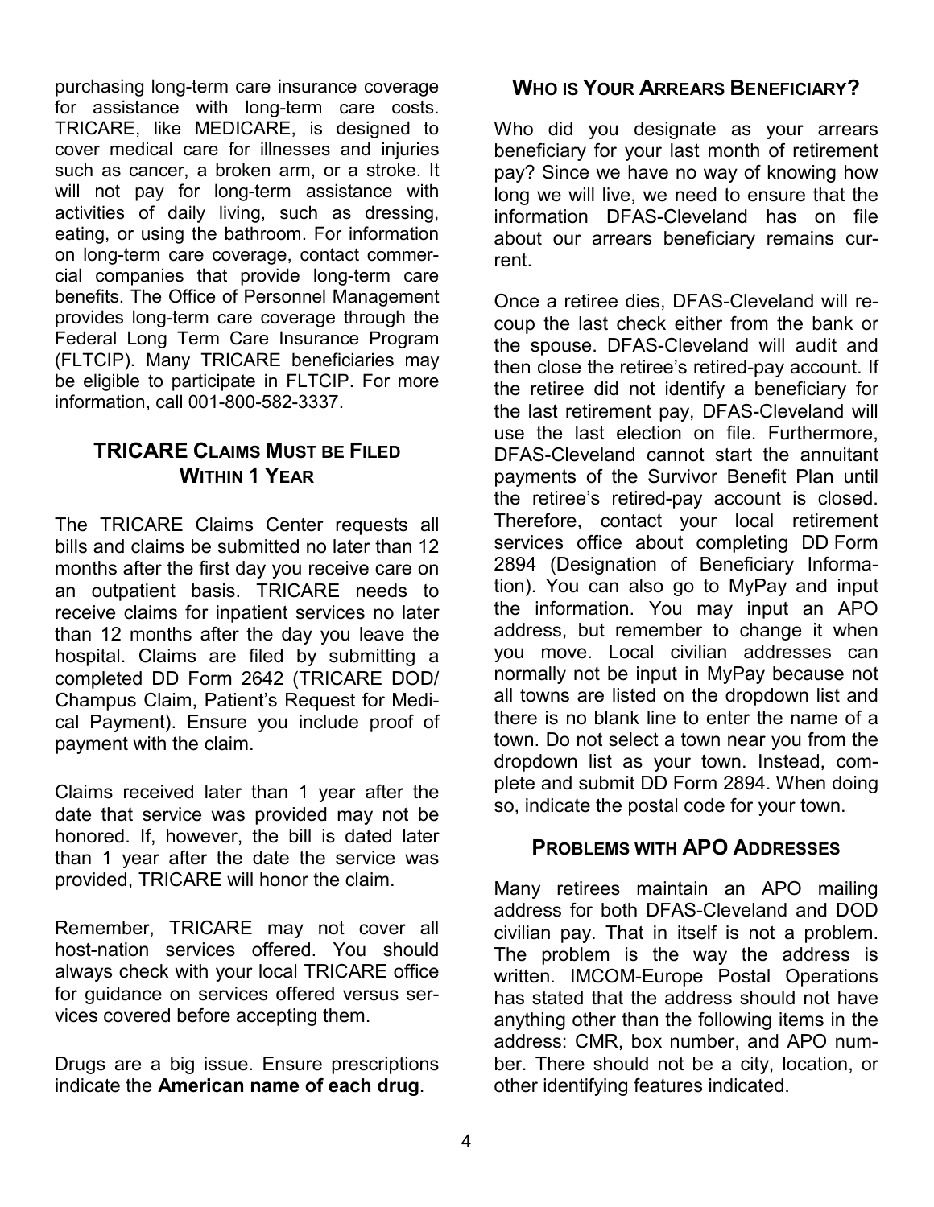purchasing long-term care insurance coverage for assistance with long-term care costs. TRICARE, like MEDICARE, is designed to cover medical care for illnesses and injuries such as cancer, a broken arm, or a stroke. It will not pay for long-term assistance with activities of daily living, such as dressing, eating, or using the bathroom. For information on long-term care coverage, contact commercial companies that provide long-term care benefits. The Office of Personnel Management provides long-term care coverage through the Federal Long Term Care Insurance Program (FLTCIP). Many TRICARE beneficiaries may be eligible to participate in FLTCIP. For more information, call 001-800-582-3337.

## TRICARE Claims Must be Filed Within 1 Year

The TRICARE Claims Center requests all bills and claims be submitted no later than 12 months after the first day you receive care on an outpatient basis. TRICARE needs to receive claims for inpatient services no later than 12 months after the day you leave the hospital. Claims are filed by submitting a completed DD Form 2642 (TRICARE DOD/Champus Claim, Patient's Request for Medical Payment). Ensure you include proof of payment with the claim.

Claims received later than 1 year after the date that service was provided may not be honored. If, however, the bill is dated later than 1 year after the date the service was provided, TRICARE will honor the claim.

Remember, TRICARE may not cover all host-nation services offered. You should always check with your local TRICARE office for guidance on services offered versus services covered before accepting them.

Drugs are a big issue. Ensure prescriptions indicate the **American name of each drug**.

## Who is Your Arrears Beneficiary?

Who did you designate as your arrears beneficiary for your last month of retirement pay? Since we have no way of knowing how long we will live, we need to ensure that the information DFAS-Cleveland has on file about our arrears beneficiary remains current.

Once a retiree dies, DFAS-Cleveland will recoup the last check either from the bank or the spouse. DFAS-Cleveland will audit and then close the retiree's retired-pay account. If the retiree did not identify a beneficiary for the last retirement pay, DFAS-Cleveland will use the last election on file. Furthermore, DFAS-Cleveland cannot start the annuitant payments of the Survivor Benefit Plan until the retiree's retired-pay account is closed. Therefore, contact your local retirement services office about completing DD Form 2894 (Designation of Beneficiary Information). You can also go to MyPay and input the information. You may input an APO address, but remember to change it when you move. Local civilian addresses can normally not be input in MyPay because not all towns are listed on the dropdown list and there is no blank line to enter the name of a town. Do not select a town near you from the dropdown list as your town. Instead, complete and submit DD Form 2894. When doing so, indicate the postal code for your town.

## Problems with APO Addresses

Many retirees maintain an APO mailing address for both DFAS-Cleveland and DOD civilian pay. That in itself is not a problem. The problem is the way the address is written. IMCOM-Europe Postal Operations has stated that the address should not have anything other than the following items in the address: CMR, box number, and APO number. There should not be a city, location, or other identifying features indicated.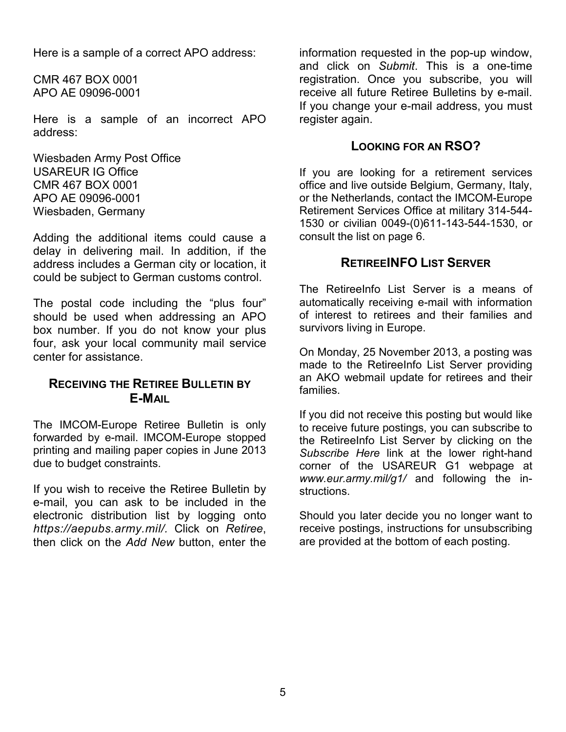Here is a sample of a correct APO address:

CMR 467 BOX 0001
APO AE 09096-0001

Here is a sample of an incorrect APO address:

Wiesbaden Army Post Office
USAREUR IG Office
CMR 467 BOX 0001
APO AE 09096-0001
Wiesbaden, Germany

Adding the additional items could cause a delay in delivering mail. In addition, if the address includes a German city or location, it could be subject to German customs control.

The postal code including the "plus four" should be used when addressing an APO box number. If you do not know your plus four, ask your local community mail service center for assistance.

## RECEIVING THE RETIREE BULLETIN BY E-MAIL

The IMCOM-Europe Retiree Bulletin is only forwarded by e-mail. IMCOM-Europe stopped printing and mailing paper copies in June 2013 due to budget constraints.

If you wish to receive the Retiree Bulletin by e-mail, you can ask to be included in the electronic distribution list by logging onto *https://aepubs.army.mil/*. Click on *Retiree*, then click on the *Add New* button, enter the information requested in the pop-up window, and click on *Submit*. This is a one-time registration. Once you subscribe, you will receive all future Retiree Bulletins by e-mail. If you change your e-mail address, you must register again.

## LOOKING FOR AN RSO?

If you are looking for a retirement services office and live outside Belgium, Germany, Italy, or the Netherlands, contact the IMCOM-Europe Retirement Services Office at military 314-544-1530 or civilian 0049-(0)611-143-544-1530, or consult the list on page 6.

## RETIREEINFO LIST SERVER

The RetireeInfo List Server is a means of automatically receiving e-mail with information of interest to retirees and their families and survivors living in Europe.

On Monday, 25 November 2013, a posting was made to the RetireeInfo List Server providing an AKO webmail update for retirees and their families.

If you did not receive this posting but would like to receive future postings, you can subscribe to the RetireeInfo List Server by clicking on the *Subscribe Here* link at the lower right-hand corner of the USAREUR G1 webpage at *www.eur.army.mil/g1/* and following the instructions.

Should you later decide you no longer want to receive postings, instructions for unsubscribing are provided at the bottom of each posting.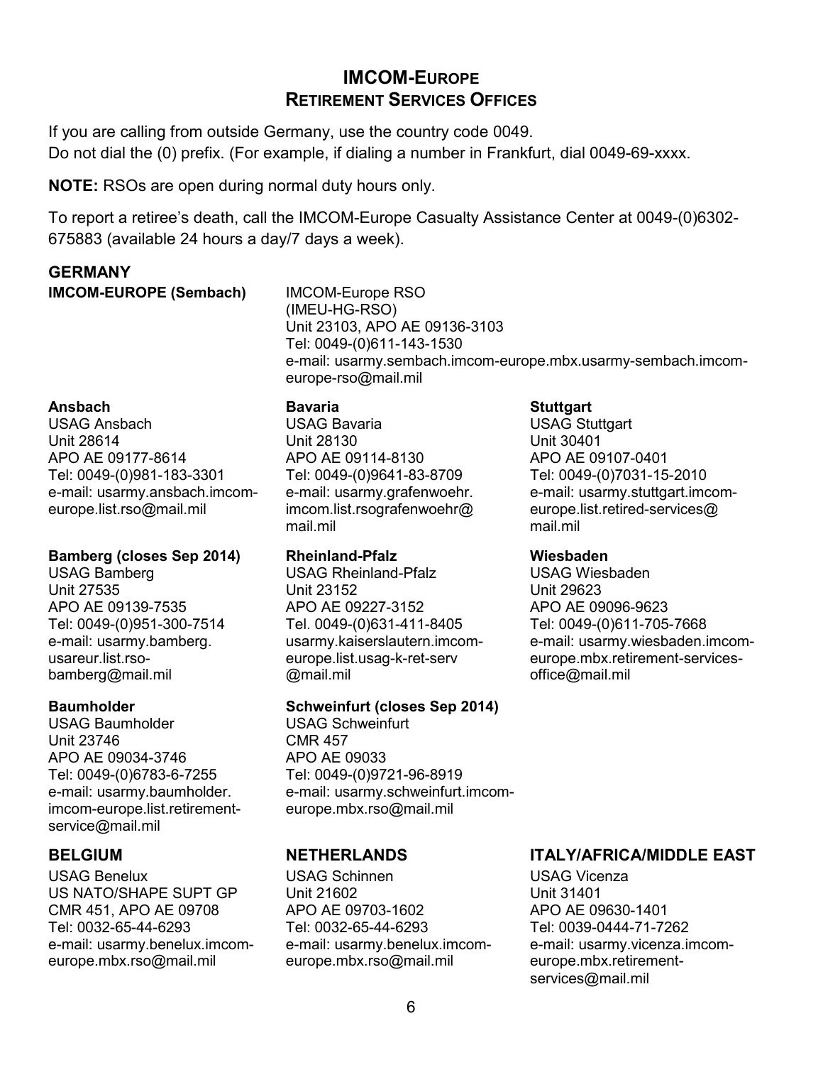# IMCOM-Europe Retirement Services Offices

If you are calling from outside Germany, use the country code 0049.
Do not dial the (0) prefix. (For example, if dialing a number in Frankfurt, dial 0049-69-xxxx.

**NOTE:** RSOs are open during normal duty hours only.

To report a retiree's death, call the IMCOM-Europe Casualty Assistance Center at 0049-(0)6302-675883 (available 24 hours a day/7 days a week).

## GERMANY

**IMCOM-EUROPE (Sembach)**

IMCOM-Europe RSO
(IMEU-HG-RSO)
Unit 23103, APO AE 09136-3103
Tel: 0049-(0)611-143-1530
e-mail: usarmy.sembach.imcom-europe.mbx.usarmy-sembach.imcom-europe-rso@mail.mil

**Ansbach**
USAG Ansbach
Unit 28614
APO AE 09177-8614
Tel: 0049-(0)981-183-3301
e-mail: usarmy.ansbach.imcom-europe.list.rso@mail.mil

**Bamberg (closes Sep 2014)**
USAG Bamberg
Unit 27535
APO AE 09139-7535
Tel: 0049-(0)951-300-7514
e-mail: usarmy.bamberg.usareur.list.rso-bamberg@mail.mil

**Baumholder**
USAG Baumholder
Unit 23746
APO AE 09034-3746
Tel: 0049-(0)6783-6-7255
e-mail: usarmy.baumholder.imcom-europe.list.retirement-service@mail.mil

**Bavaria**
USAG Bavaria
Unit 28130
APO AE 09114-8130
Tel: 0049-(0)9641-83-8709
e-mail: usarmy.grafenwoehr.imcom.list.rsografenwoehr@mail.mil

**Rheinland-Pfalz**
USAG Rheinland-Pfalz
Unit 23152
APO AE 09227-3152
Tel. 0049-(0)631-411-8405
usarmy.kaiserslautern.imcom-europe.list.usag-k-ret-serv@mail.mil

**Schweinfurt (closes Sep 2014)**
USAG Schweinfurt
CMR 457
APO AE 09033
Tel: 0049-(0)9721-96-8919
e-mail: usarmy.schweinfurt.imcom-europe.mbx.rso@mail.mil

**Stuttgart**
USAG Stuttgart
Unit 30401
APO AE 09107-0401
Tel: 0049-(0)7031-15-2010
e-mail: usarmy.stuttgart.imcom-europe.list.retired-services@mail.mil

**Wiesbaden**
USAG Wiesbaden
Unit 29623
APO AE 09096-9623
Tel: 0049-(0)611-705-7668
e-mail: usarmy.wiesbaden.imcom-europe.mbx.retirement-services-office@mail.mil

## BELGIUM

USAG Benelux
US NATO/SHAPE SUPT GP
CMR 451, APO AE 09708
Tel: 0032-65-44-6293
e-mail: usarmy.benelux.imcom-europe.mbx.rso@mail.mil

## NETHERLANDS

USAG Schinnen
Unit 21602
APO AE 09703-1602
Tel: 0032-65-44-6293
e-mail: usarmy.benelux.imcom-europe.mbx.rso@mail.mil

## ITALY/AFRICA/MIDDLE EAST

USAG Vicenza
Unit 31401
APO AE 09630-1401
Tel: 0039-0444-71-7262
e-mail: usarmy.vicenza.imcom-europe.mbx.retirement-services@mail.mil